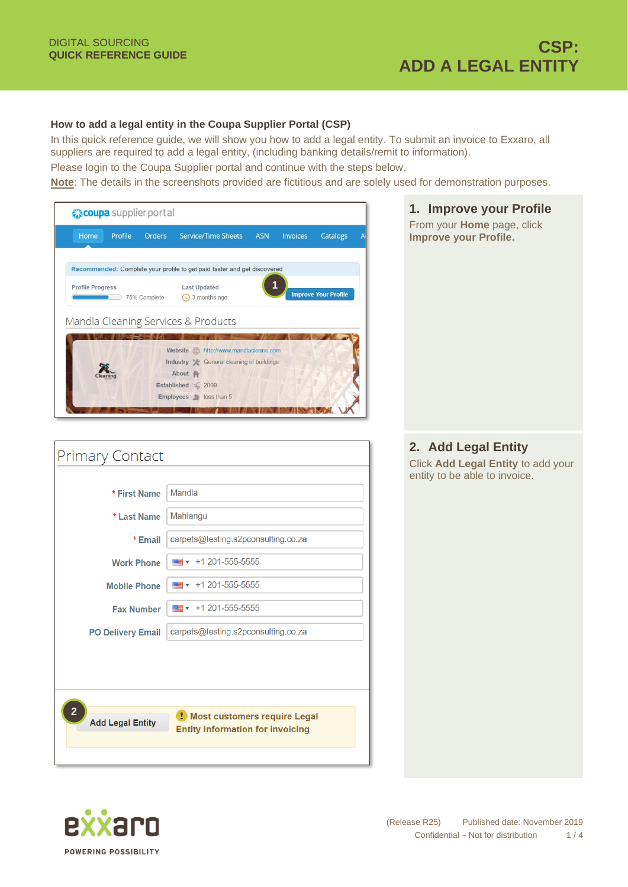DIGITAL SOURCING
**QUICK REFERENCE GUIDE**

# CSP: ADD A LEGAL ENTITY

**How to add a legal entity in the Coupa Supplier Portal (CSP)**

In this quick reference guide, we will show you how to add a legal entity. To submit an invoice to Exxaro, all suppliers are required to add a legal entity, (including banking details/remit to information).

Please login to the Coupa Supplier portal and continue with the steps below.

**Note**: The details in the screenshots provided are fictitious and are solely used for demonstration purposes.

## 1. Improve your Profile

From your **Home** page, click **Improve your Profile.**

## 2. Add Legal Entity

Click **Add Legal Entity** to add your entity to be able to invoice.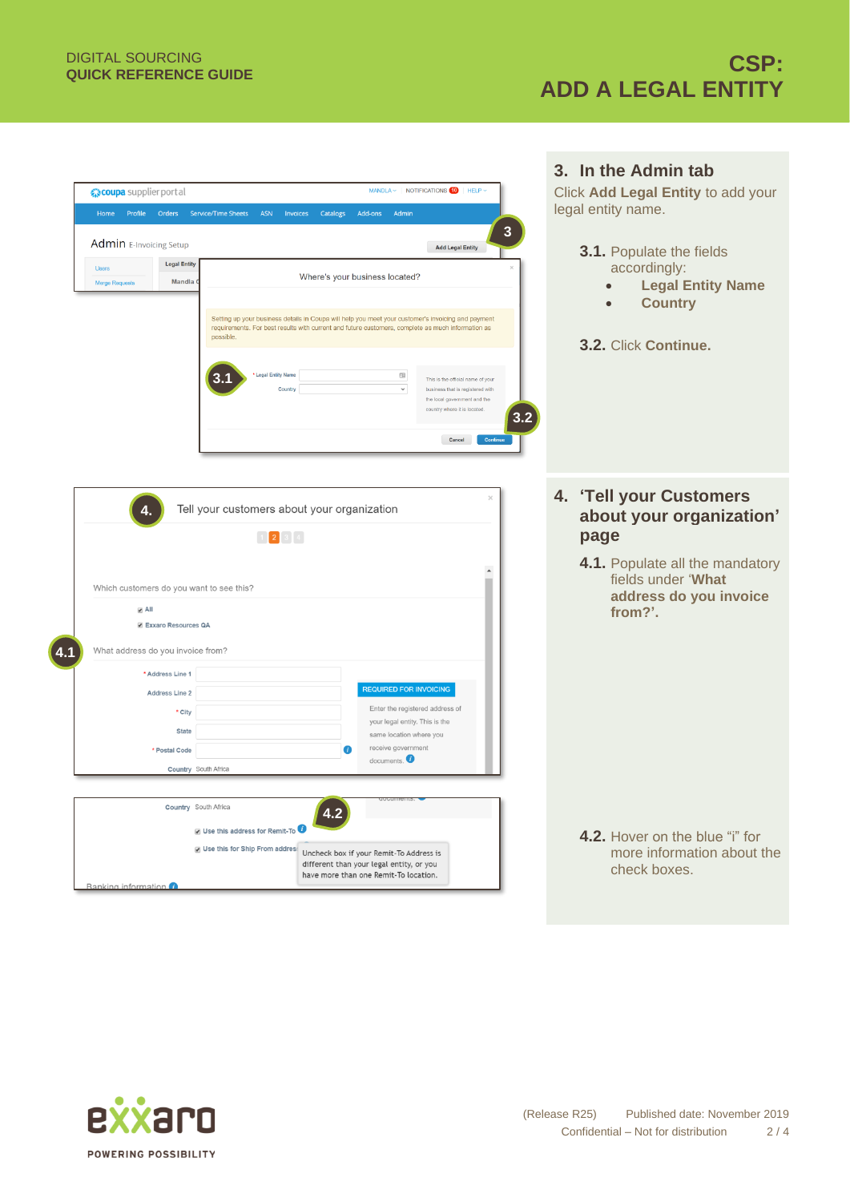DIGITAL SOURCING
**QUICK REFERENCE GUIDE**

# CSP: ADD A LEGAL ENTITY

## 3. In the Admin tab

Click **Add Legal Entity** to add your legal entity name.

**3.1.** Populate the fields accordingly:

- **Legal Entity Name**
- **Country**

**3.2.** Click **Continue.**

## 4. 'Tell your Customers about your organization' page

**4.1.** Populate all the mandatory fields under '**What address do you invoice from?'.**

**4.2.** Hover on the blue "i" for more information about the check boxes.

(Release R25) Published date: November 2019
Confidential – Not for distribution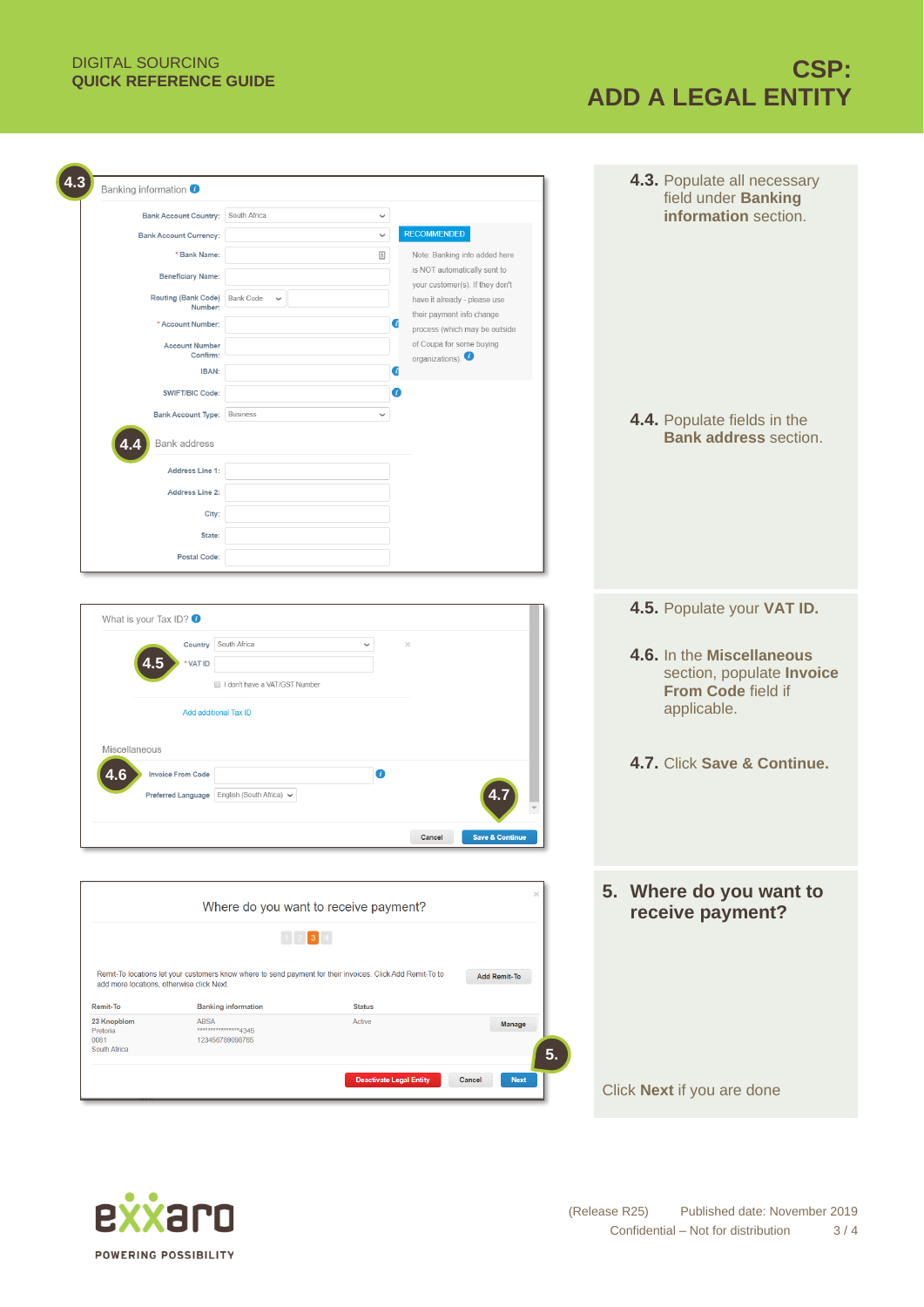# CSP: ADD A LEGAL ENTITY

DIGITAL SOURCING
**QUICK REFERENCE GUIDE**

**4.3.** Populate all necessary field under **Banking information** section.

**4.4.** Populate fields in the **Bank address** section.

**4.5.** Populate your **VAT ID.**

**4.6.** In the **Miscellaneous** section, populate **Invoice From Code** field if applicable.

**4.7.** Click **Save & Continue.**

## 5. Where do you want to receive payment?

Click **Next** if you are done

(Release R25) Published date: November 2019
Confidential – Not for distribution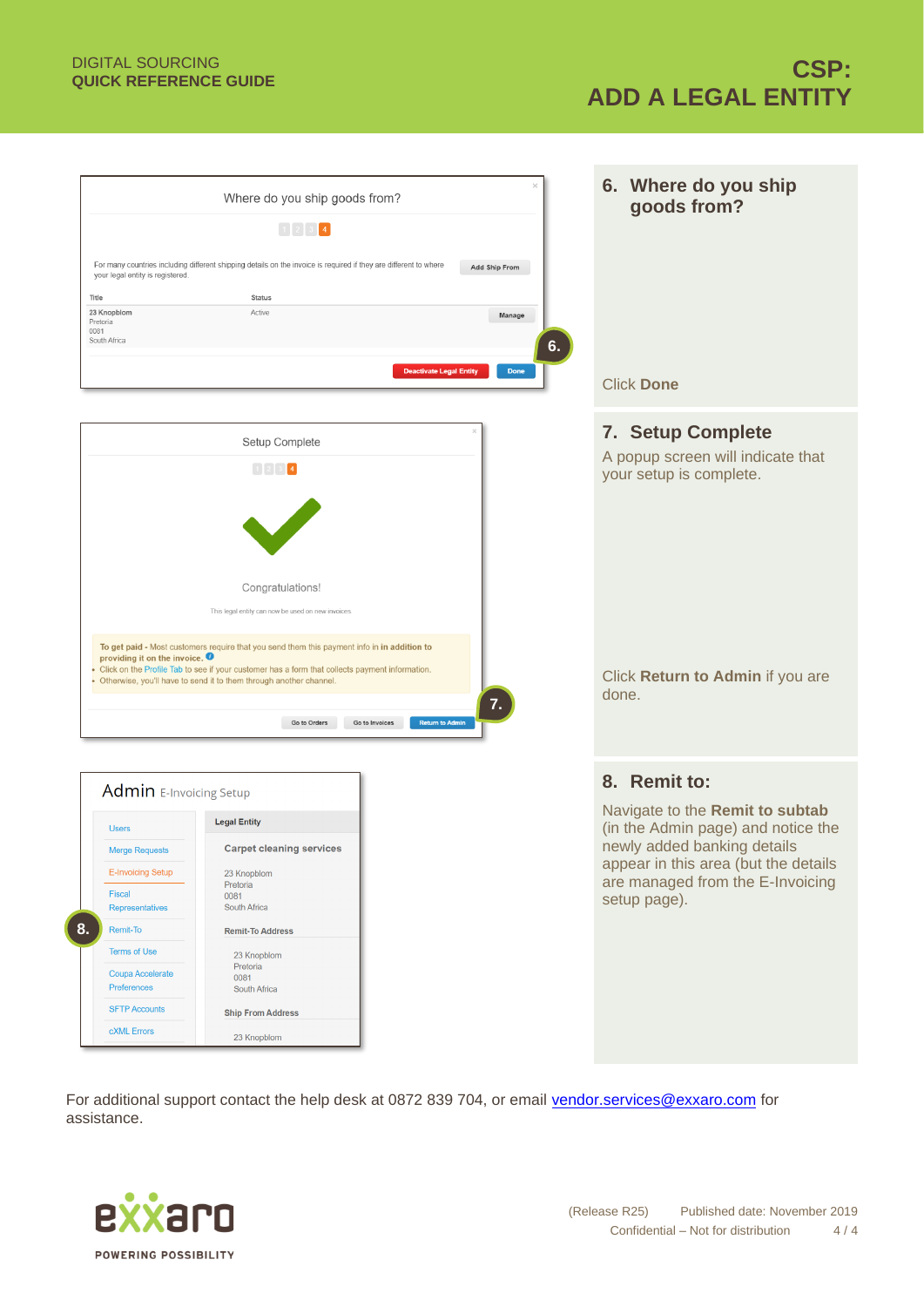## 6. Where do you ship goods from?

Where do you ship goods from?

1 2 3 4

For many countries including different shipping details on the invoice is required if they are different to where your legal entity is registered.

Add Ship From

| Title | Status | |
|---|---|---|
| 23 Knopblom Pretoria 0081 South Africa | Active | Manage |

Deactivate Legal Entity | Done

Click **Done**

## 7. Setup Complete

A popup screen will indicate that your setup is complete.

Setup Complete

1 2 3 4

Congratulations!

This legal entity can now be used on new invoices

**To get paid** - Most customers require that you send them this payment info in **in addition to providing it on the invoice.**
- Click on the Profile Tab to see if your customer has a form that collects payment information.
- Otherwise, you'll have to send it to them through another channel.

Go to Orders | Go to Invoices | Return to Admin

Click **Return to Admin** if you are done.

## 8. Remit to:

Navigate to the **Remit to subtab** (in the Admin page) and notice the newly added banking details appear in this area (but the details are managed from the E-Invoicing setup page).

Admin E-Invoicing Setup

- Users
- Merge Requests
- E-Invoicing Setup
- Fiscal Representatives
- Remit-To
- Terms of Use
- Coupa Accelerate Preferences
- SFTP Accounts
- cXML Errors

Legal Entity

Carpet cleaning services

23 Knopblom
Pretoria
0081
South Africa

Remit-To Address

23 Knopblom
Pretoria
0081
South Africa

Ship From Address

23 Knopblom

For additional support contact the help desk at 0872 839 704, or email vendor.services@exxaro.com for assistance.

(Release R25) Published date: November 2019

Confidential – Not for distribution